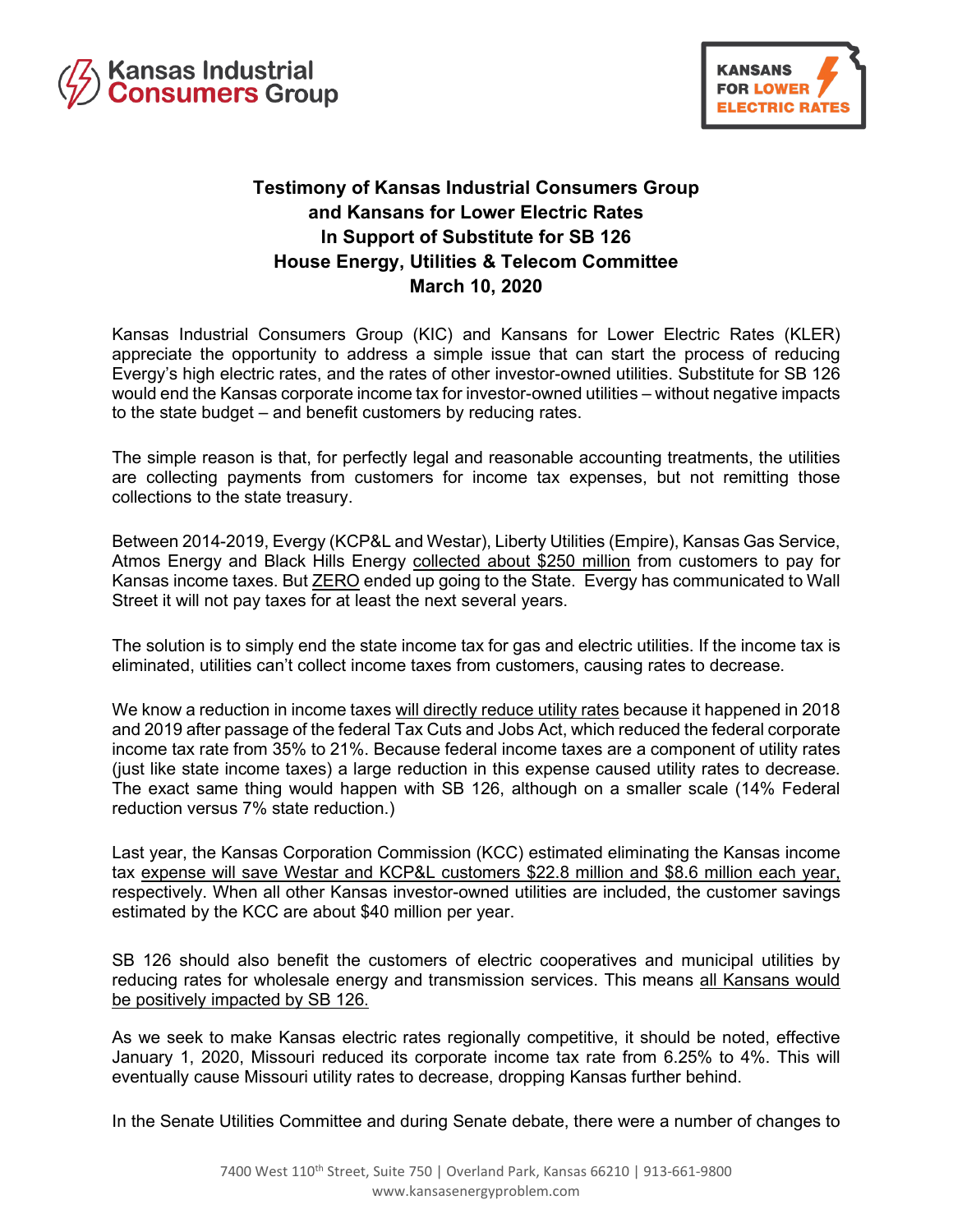Kansas Industrial Consumers Group

KANSANS FOR LOWER ELECTRIC RATES

# Testimony of Kansas Industrial Consumers Group and Kansans for Lower Electric Rates In Support of Substitute for SB 126 House Energy, Utilities & Telecom Committee March 10, 2020

Kansas Industrial Consumers Group (KIC) and Kansans for Lower Electric Rates (KLER) appreciate the opportunity to address a simple issue that can start the process of reducing Evergy's high electric rates, and the rates of other investor-owned utilities. Substitute for SB 126 would end the Kansas corporate income tax for investor-owned utilities – without negative impacts to the state budget – and benefit customers by reducing rates.

The simple reason is that, for perfectly legal and reasonable accounting treatments, the utilities are collecting payments from customers for income tax expenses, but not remitting those collections to the state treasury.

Between 2014-2019, Evergy (KCP&L and Westar), Liberty Utilities (Empire), Kansas Gas Service, Atmos Energy and Black Hills Energy collected about $250 million from customers to pay for Kansas income taxes. But ZERO ended up going to the State. Evergy has communicated to Wall Street it will not pay taxes for at least the next several years.

The solution is to simply end the state income tax for gas and electric utilities. If the income tax is eliminated, utilities can't collect income taxes from customers, causing rates to decrease.

We know a reduction in income taxes will directly reduce utility rates because it happened in 2018 and 2019 after passage of the federal Tax Cuts and Jobs Act, which reduced the federal corporate income tax rate from 35% to 21%. Because federal income taxes are a component of utility rates (just like state income taxes) a large reduction in this expense caused utility rates to decrease. The exact same thing would happen with SB 126, although on a smaller scale (14% Federal reduction versus 7% state reduction.)

Last year, the Kansas Corporation Commission (KCC) estimated eliminating the Kansas income tax expense will save Westar and KCP&L customers $22.8 million and $8.6 million each year, respectively. When all other Kansas investor-owned utilities are included, the customer savings estimated by the KCC are about $40 million per year.

SB 126 should also benefit the customers of electric cooperatives and municipal utilities by reducing rates for wholesale energy and transmission services. This means all Kansans would be positively impacted by SB 126.

As we seek to make Kansas electric rates regionally competitive, it should be noted, effective January 1, 2020, Missouri reduced its corporate income tax rate from 6.25% to 4%. This will eventually cause Missouri utility rates to decrease, dropping Kansas further behind.

In the Senate Utilities Committee and during Senate debate, there were a number of changes to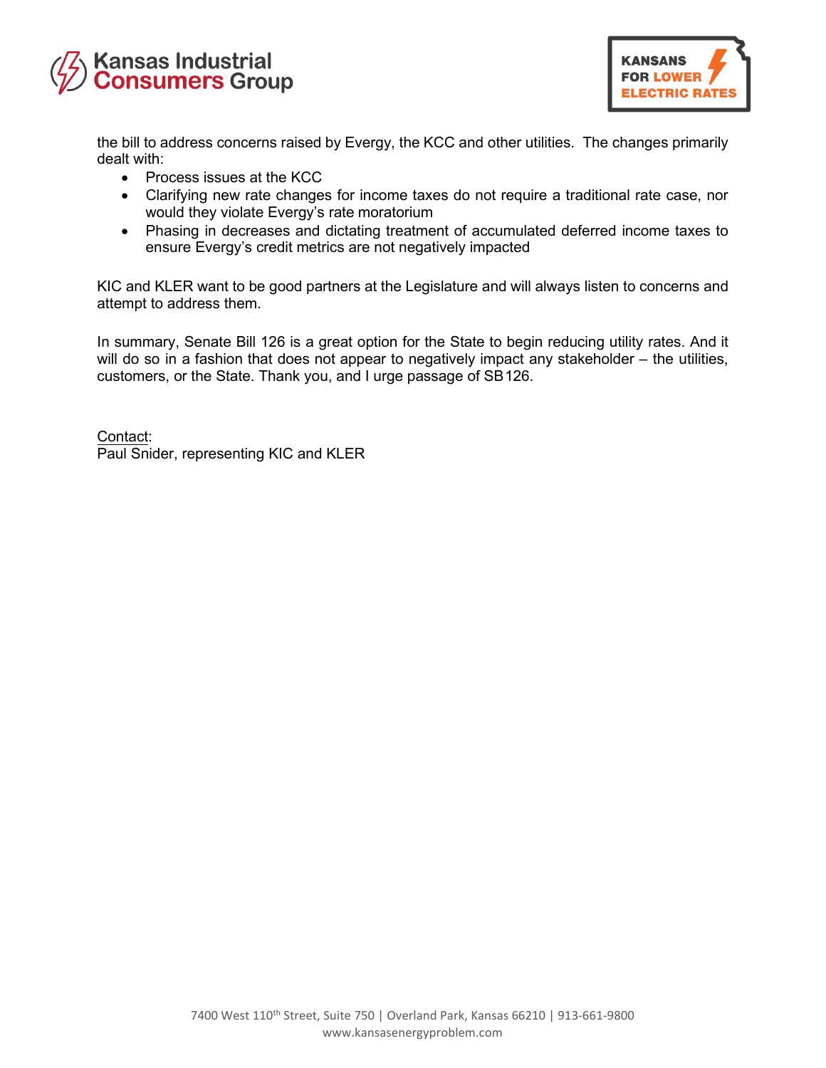the bill to address concerns raised by Evergy, the KCC and other utilities. The changes primarily dealt with:

- Process issues at the KCC
- Clarifying new rate changes for income taxes do not require a traditional rate case, nor would they violate Evergy's rate moratorium
- Phasing in decreases and dictating treatment of accumulated deferred income taxes to ensure Evergy's credit metrics are not negatively impacted

KIC and KLER want to be good partners at the Legislature and will always listen to concerns and attempt to address them.

In summary, Senate Bill 126 is a great option for the State to begin reducing utility rates. And it will do so in a fashion that does not appear to negatively impact any stakeholder – the utilities, customers, or the State. Thank you, and I urge passage of SB126.

Contact:
Paul Snider, representing KIC and KLER